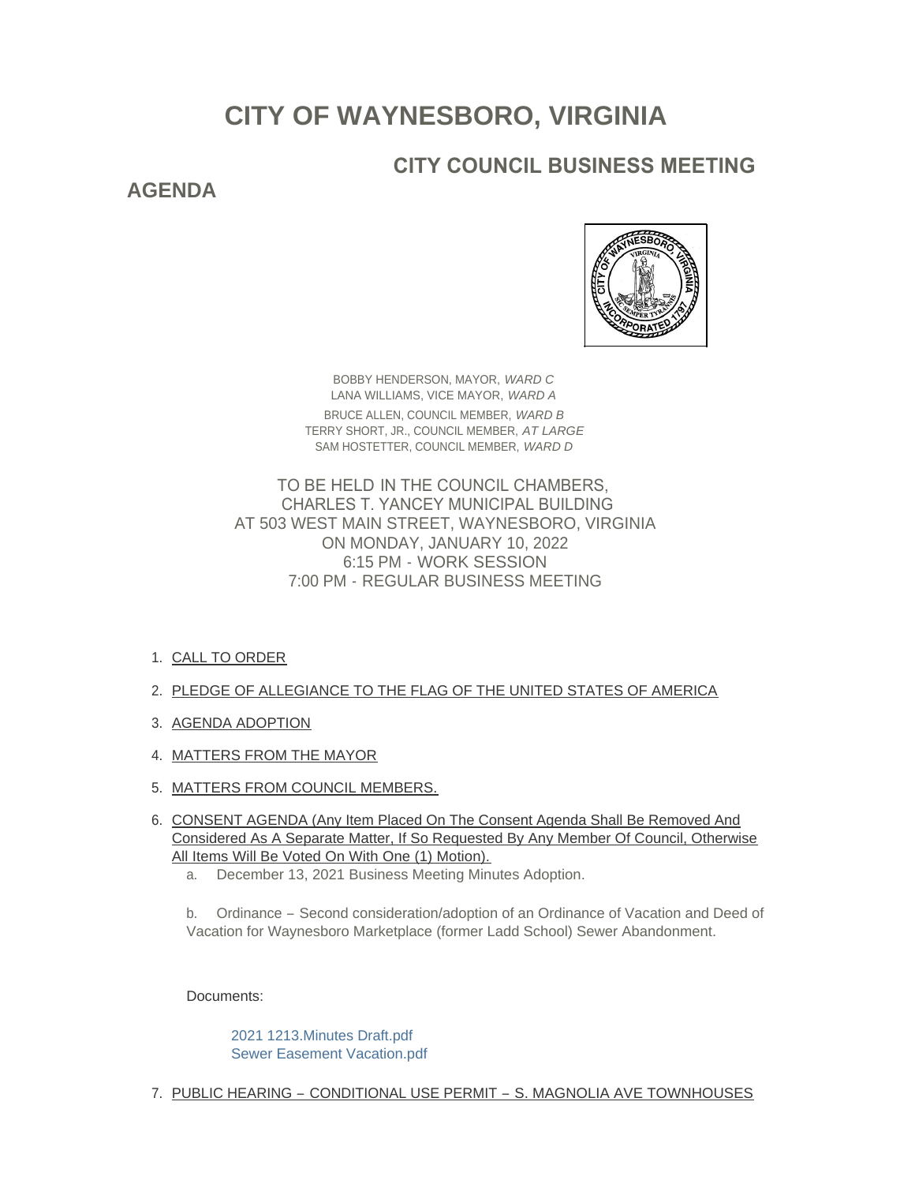# CITY OF WAYNESBORO, VIRGINIA

## CITY COUNCIL BUSINESS MEETING AGENDA

BOBBY HENDERSON, MAYOR, *WARD C*
LANA WILLIAMS, VICE MAYOR, *WARD A*
BRUCE ALLEN, COUNCIL MEMBER, *WARD B*
TERRY SHORT, JR., COUNCIL MEMBER, *AT LARGE*
SAM HOSTETTER, COUNCIL MEMBER, *WARD D*

TO BE HELD IN THE COUNCIL CHAMBERS,
CHARLES T. YANCEY MUNICIPAL BUILDING
AT 503 WEST MAIN STREET, WAYNESBORO, VIRGINIA
ON MONDAY, JANUARY 10, 2022
6:15 PM - WORK SESSION
7:00 PM - REGULAR BUSINESS MEETING

1. CALL TO ORDER
2. PLEDGE OF ALLEGIANCE TO THE FLAG OF THE UNITED STATES OF AMERICA
3. AGENDA ADOPTION
4. MATTERS FROM THE MAYOR
5. MATTERS FROM COUNCIL MEMBERS.
6. CONSENT AGENDA (Any Item Placed On The Consent Agenda Shall Be Removed And Considered As A Separate Matter, If So Requested By Any Member Of Council, Otherwise All Items Will Be Voted On With One (1) Motion).
   a. December 13, 2021 Business Meeting Minutes Adoption.

   b. Ordinance – Second consideration/adoption of an Ordinance of Vacation and Deed of Vacation for Waynesboro Marketplace (former Ladd School) Sewer Abandonment.

   Documents:

   2021 1213.Minutes Draft.pdf
   Sewer Easement Vacation.pdf

7. PUBLIC HEARING – CONDITIONAL USE PERMIT – S. MAGNOLIA AVE TOWNHOUSES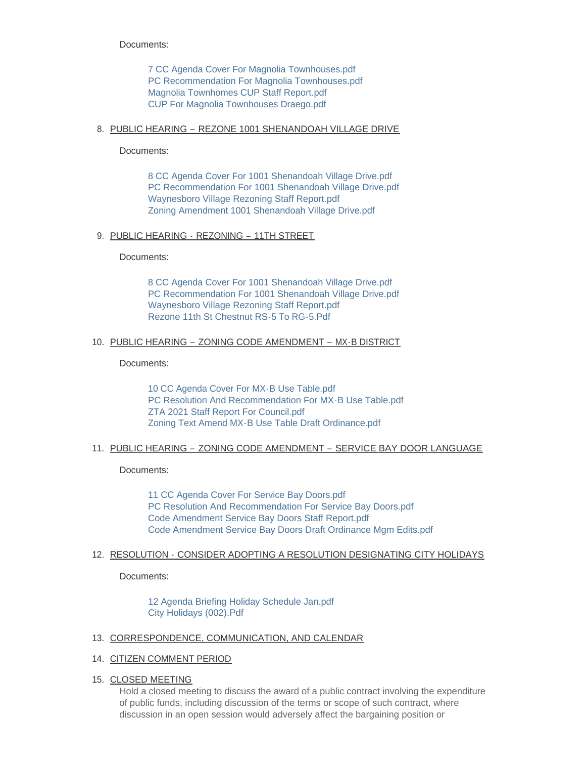Documents:

- 7 CC Agenda Cover For Magnolia Townhouses.pdf
- PC Recommendation For Magnolia Townhouses.pdf
- Magnolia Townhomes CUP Staff Report.pdf
- CUP For Magnolia Townhouses Draego.pdf

8. PUBLIC HEARING – REZONE 1001 SHENANDOAH VILLAGE DRIVE

Documents:

- 8 CC Agenda Cover For 1001 Shenandoah Village Drive.pdf
- PC Recommendation For 1001 Shenandoah Village Drive.pdf
- Waynesboro Village Rezoning Staff Report.pdf
- Zoning Amendment 1001 Shenandoah Village Drive.pdf

9. PUBLIC HEARING - REZONING – 11TH STREET

Documents:

- 8 CC Agenda Cover For 1001 Shenandoah Village Drive.pdf
- PC Recommendation For 1001 Shenandoah Village Drive.pdf
- Waynesboro Village Rezoning Staff Report.pdf
- Rezone 11th St Chestnut RS-5 To RG-5.Pdf

10. PUBLIC HEARING – ZONING CODE AMENDMENT – MX-B DISTRICT

Documents:

- 10 CC Agenda Cover For MX-B Use Table.pdf
- PC Resolution And Recommendation For MX-B Use Table.pdf
- ZTA 2021 Staff Report For Council.pdf
- Zoning Text Amend MX-B Use Table Draft Ordinance.pdf

11. PUBLIC HEARING – ZONING CODE AMENDMENT – SERVICE BAY DOOR LANGUAGE

Documents:

- 11 CC Agenda Cover For Service Bay Doors.pdf
- PC Resolution And Recommendation For Service Bay Doors.pdf
- Code Amendment Service Bay Doors Staff Report.pdf
- Code Amendment Service Bay Doors Draft Ordinance Mgm Edits.pdf

12. RESOLUTION - CONSIDER ADOPTING A RESOLUTION DESIGNATING CITY HOLIDAYS

Documents:

- 12 Agenda Briefing Holiday Schedule Jan.pdf
- City Holidays (002).Pdf

13. CORRESPONDENCE, COMMUNICATION, AND CALENDAR

14. CITIZEN COMMENT PERIOD

15. CLOSED MEETING

Hold a closed meeting to discuss the award of a public contract involving the expenditure of public funds, including discussion of the terms or scope of such contract, where discussion in an open session would adversely affect the bargaining position or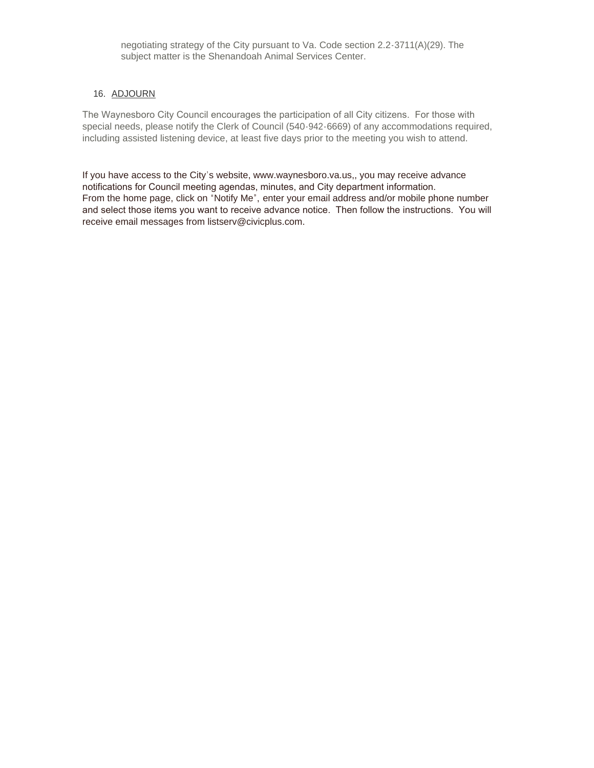negotiating strategy of the City pursuant to Va. Code section 2.2-3711(A)(29). The subject matter is the Shenandoah Animal Services Center.

16. ADJOURN

The Waynesboro City Council encourages the participation of all City citizens. For those with special needs, please notify the Clerk of Council (540-942-6669) of any accommodations required, including assisted listening device, at least five days prior to the meeting you wish to attend.

If you have access to the City's website, www.waynesboro.va.us,, you may receive advance notifications for Council meeting agendas, minutes, and City department information.
From the home page, click on "Notify Me", enter your email address and/or mobile phone number and select those items you want to receive advance notice. Then follow the instructions. You will receive email messages from listserv@civicplus.com.